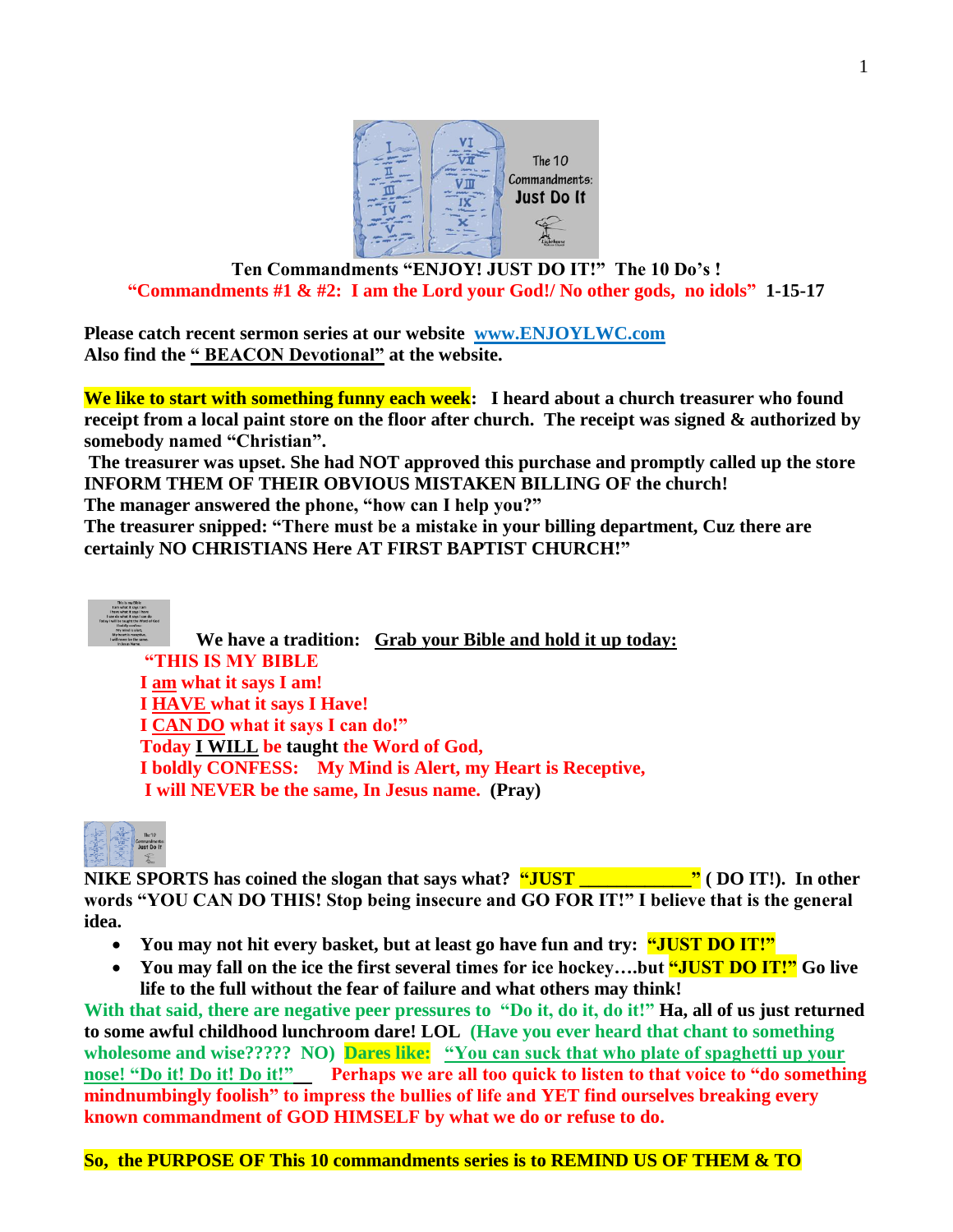**Ten Commandments "ENJOY! JUST DO IT!" The 10 Do's !**

**"Commandments #1 & #2: I am the Lord your God!/ No other gods, no idols" 1-15-17**

**Please catch recent sermon series at our website [www.ENJOYLWC.com](http://www.ENJOYLWC.com)**
**Also find the "BEACON Devotional" at the website.**

**We like to start with something funny each week: I heard about a church treasurer who found receipt from a local paint store on the floor after church. The receipt was signed & authorized by somebody named "Christian".**

**The treasurer was upset. She had NOT approved this purchase and promptly called up the store INFORM THEM OF THEIR OBVIOUS MISTAKEN BILLING OF the church!**
**The manager answered the phone, "how can I help you?"**
**The treasurer snipped: "There must be a mistake in your billing department, Cuz there are certainly NO CHRISTIANS Here AT FIRST BAPTIST CHURCH!"**

**We have a tradition: Grab your Bible and hold it up today:**

**"THIS IS MY BIBLE**
**I am what it says I am!**
**I HAVE what it says I Have!**
**I CAN DO what it says I can do!"**
**Today I WILL be taught the Word of God,**
**I boldly CONFESS: My Mind is Alert, my Heart is Receptive,**
**I will NEVER be the same, In Jesus name. (Pray)**

**NIKE SPORTS has coined the slogan that says what? "JUST \_\_\_\_\_\_\_\_\_\_\_\_" ( DO IT!). In other words "YOU CAN DO THIS! Stop being insecure and GO FOR IT!" I believe that is the general idea.**

- **You may not hit every basket, but at least go have fun and try: "JUST DO IT!"**
- **You may fall on the ice the first several times for ice hockey….but "JUST DO IT!" Go live life to the full without the fear of failure and what others may think!**

**With that said, there are negative peer pressures to "Do it, do it, do it!" Ha, all of us just returned to some awful childhood lunchroom dare! LOL (Have you ever heard that chant to something wholesome and wise????? NO) Dares like: "You can suck that who plate of spaghetti up your nose! "Do it! Do it! Do it!"\_\_ Perhaps we are all too quick to listen to that voice to "do something mindnumbingly foolish" to impress the bullies of life and YET find ourselves breaking every known commandment of GOD HIMSELF by what we do or refuse to do.**

**So, the PURPOSE OF This 10 commandments series is to REMIND US OF THEM & TO**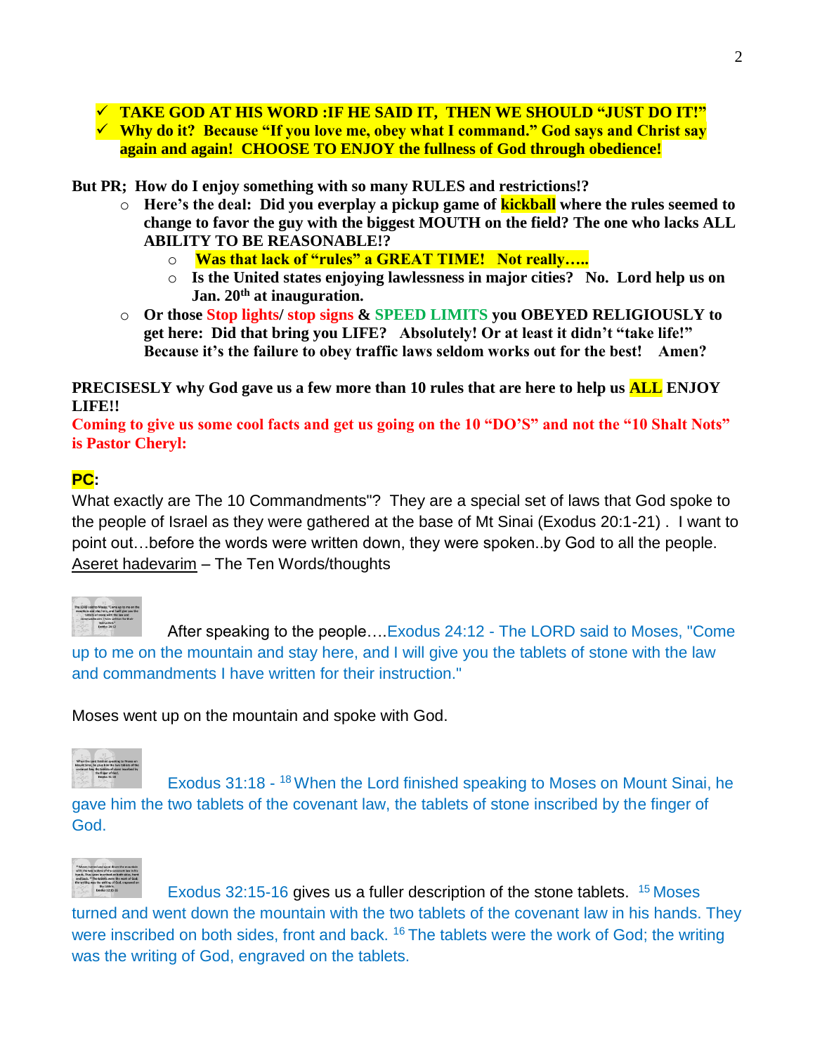- ✓ **TAKE GOD AT HIS WORD :IF HE SAID IT, THEN WE SHOULD "JUST DO IT!"**
- ✓ **Why do it? Because "If you love me, obey what I command." God says and Christ say again and again! CHOOSE TO ENJOY the fullness of God through obedience!**

**But PR; How do I enjoy something with so many RULES and restrictions!?**

- **Here's the deal: Did you everplay a pickup game of kickball where the rules seemed to change to favor the guy with the biggest MOUTH on the field? The one who lacks ALL ABILITY TO BE REASONABLE!?**
    - **Was that lack of "rules" a GREAT TIME! Not really…..**
    - **Is the United states enjoying lawlessness in major cities? No. Lord help us on Jan. 20th at inauguration.**
- **Or those Stop lights/ stop signs & SPEED LIMITS you OBEYED RELIGIOUSLY to get here: Did that bring you LIFE? Absolutely! Or at least it didn't "take life!" Because it's the failure to obey traffic laws seldom works out for the best! Amen?**

**PRECISESLY why God gave us a few more than 10 rules that are here to help us ALL ENJOY LIFE!!**

**Coming to give us some cool facts and get us going on the 10 "DO'S" and not the "10 Shalt Nots" is Pastor Cheryl:**

**PC:**

What exactly are The 10 Commandments"? They are a special set of laws that God spoke to the people of Israel as they were gathered at the base of Mt Sinai (Exodus 20:1-21) . I want to point out…before the words were written down, they were spoken..by God to all the people. Aseret hadevarim – The Ten Words/thoughts

After speaking to the people….Exodus 24:12 - The LORD said to Moses, "Come up to me on the mountain and stay here, and I will give you the tablets of stone with the law and commandments I have written for their instruction."

Moses went up on the mountain and spoke with God.

Exodus 31:18 - [18] When the Lord finished speaking to Moses on Mount Sinai, he gave him the two tablets of the covenant law, the tablets of stone inscribed by the finger of God.

Exodus 32:15-16 gives us a fuller description of the stone tablets. [15] Moses turned and went down the mountain with the two tablets of the covenant law in his hands. They were inscribed on both sides, front and back. [16] The tablets were the work of God; the writing was the writing of God, engraved on the tablets.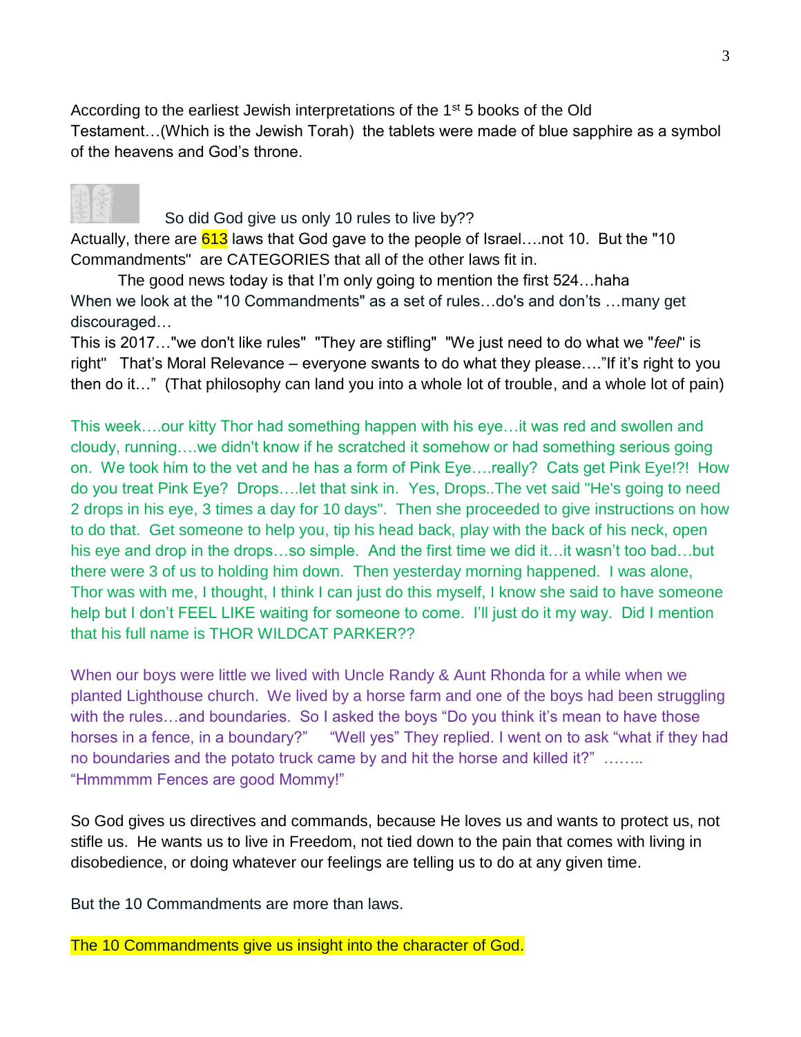According to the earliest Jewish interpretations of the 1st 5 books of the Old Testament…(Which is the Jewish Torah) the tablets were made of blue sapphire as a symbol of the heavens and God's throne.

So did God give us only 10 rules to live by??

Actually, there are 613 laws that God gave to the people of Israel….not 10. But the "10 Commandments" are CATEGORIES that all of the other laws fit in.

The good news today is that I'm only going to mention the first 524…haha

When we look at the "10 Commandments" as a set of rules…do's and don'ts …many get discouraged…

This is 2017…"we don't like rules" "They are stifling" "We just need to do what we "*feel*" is right" That's Moral Relevance – everyone swants to do what they please…."If it's right to you then do it…" (That philosophy can land you into a whole lot of trouble, and a whole lot of pain)

This week….our kitty Thor had something happen with his eye…it was red and swollen and cloudy, running….we didn't know if he scratched it somehow or had something serious going on. We took him to the vet and he has a form of Pink Eye….really? Cats get Pink Eye!?! How do you treat Pink Eye? Drops….let that sink in. Yes, Drops..The vet said "He's going to need 2 drops in his eye, 3 times a day for 10 days". Then she proceeded to give instructions on how to do that. Get someone to help you, tip his head back, play with the back of his neck, open his eye and drop in the drops…so simple. And the first time we did it…it wasn't too bad…but there were 3 of us to holding him down. Then yesterday morning happened. I was alone, Thor was with me, I thought, I think I can just do this myself, I know she said to have someone help but I don't FEEL LIKE waiting for someone to come. I'll just do it my way. Did I mention that his full name is THOR WILDCAT PARKER??

When our boys were little we lived with Uncle Randy & Aunt Rhonda for a while when we planted Lighthouse church. We lived by a horse farm and one of the boys had been struggling with the rules…and boundaries. So I asked the boys "Do you think it's mean to have those horses in a fence, in a boundary?" "Well yes" They replied. I went on to ask "what if they had no boundaries and the potato truck came by and hit the horse and killed it?" …….. "Hmmmmm Fences are good Mommy!"

So God gives us directives and commands, because He loves us and wants to protect us, not stifle us. He wants us to live in Freedom, not tied down to the pain that comes with living in disobedience, or doing whatever our feelings are telling us to do at any given time.

But the 10 Commandments are more than laws.

The 10 Commandments give us insight into the character of God.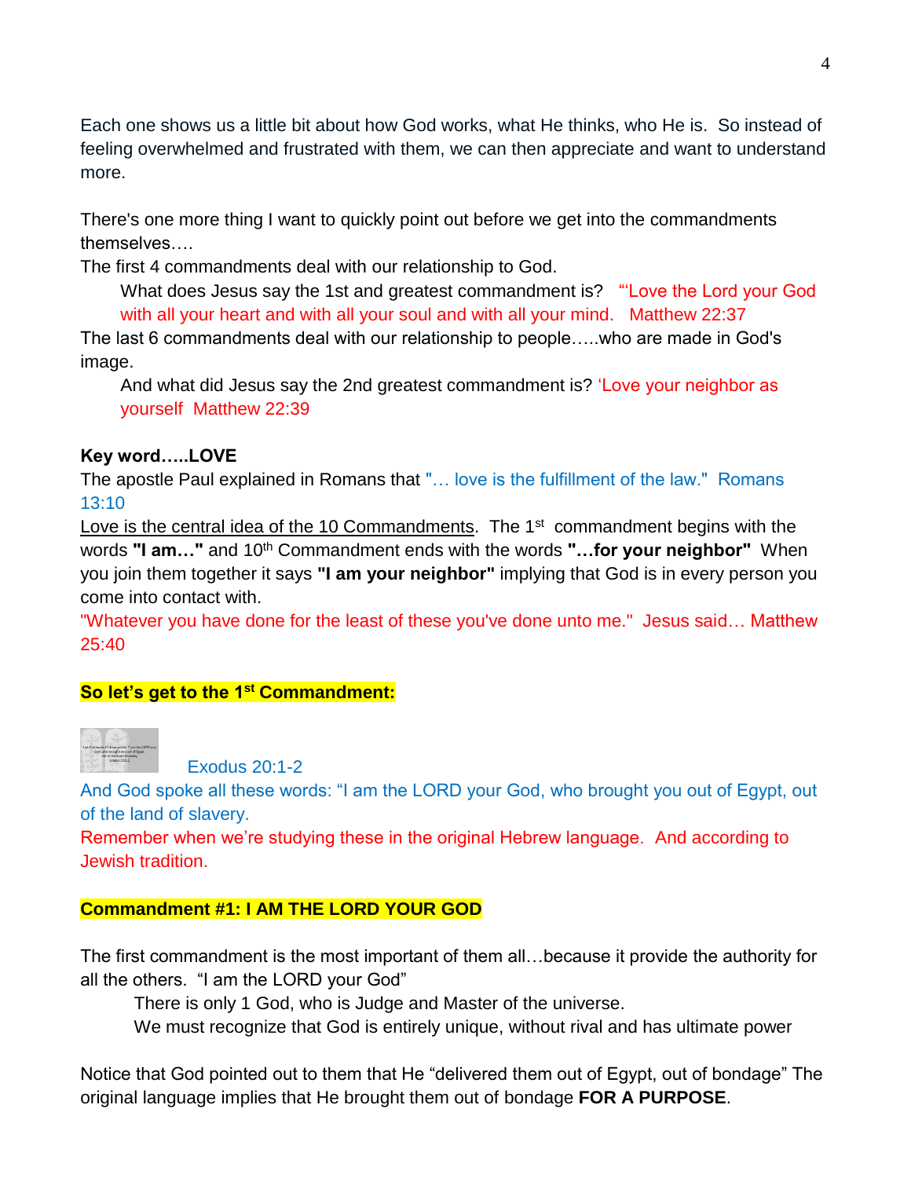Each one shows us a little bit about how God works, what He thinks, who He is. So instead of feeling overwhelmed and frustrated with them, we can then appreciate and want to understand more.

There's one more thing I want to quickly point out before we get into the commandments themselves….

The first 4 commandments deal with our relationship to God.

> What does Jesus say the 1st and greatest commandment is? "'Love the Lord your God with all your heart and with all your soul and with all your mind. Matthew 22:37

The last 6 commandments deal with our relationship to people…..who are made in God's image.

> And what did Jesus say the 2nd greatest commandment is? 'Love your neighbor as yourself Matthew 22:39

**Key word…..LOVE**

The apostle Paul explained in Romans that "… love is the fulfillment of the law." Romans 13:10

Love is the central idea of the 10 Commandments. The 1st commandment begins with the words **"I am…"** and 10th Commandment ends with the words **"…for your neighbor"** When you join them together it says **"I am your neighbor"** implying that God is in every person you come into contact with.

"Whatever you have done for the least of these you've done unto me." Jesus said… Matthew 25:40

**So let's get to the 1st Commandment:**

Exodus 20:1-2

And God spoke all these words: "I am the LORD your God, who brought you out of Egypt, out of the land of slavery.

Remember when we're studying these in the original Hebrew language. And according to Jewish tradition.

**Commandment #1: I AM THE LORD YOUR GOD**

The first commandment is the most important of them all…because it provide the authority for all the others. "I am the LORD your God"

> There is only 1 God, who is Judge and Master of the universe.
>
> We must recognize that God is entirely unique, without rival and has ultimate power

Notice that God pointed out to them that He "delivered them out of Egypt, out of bondage" The original language implies that He brought them out of bondage **FOR A PURPOSE**.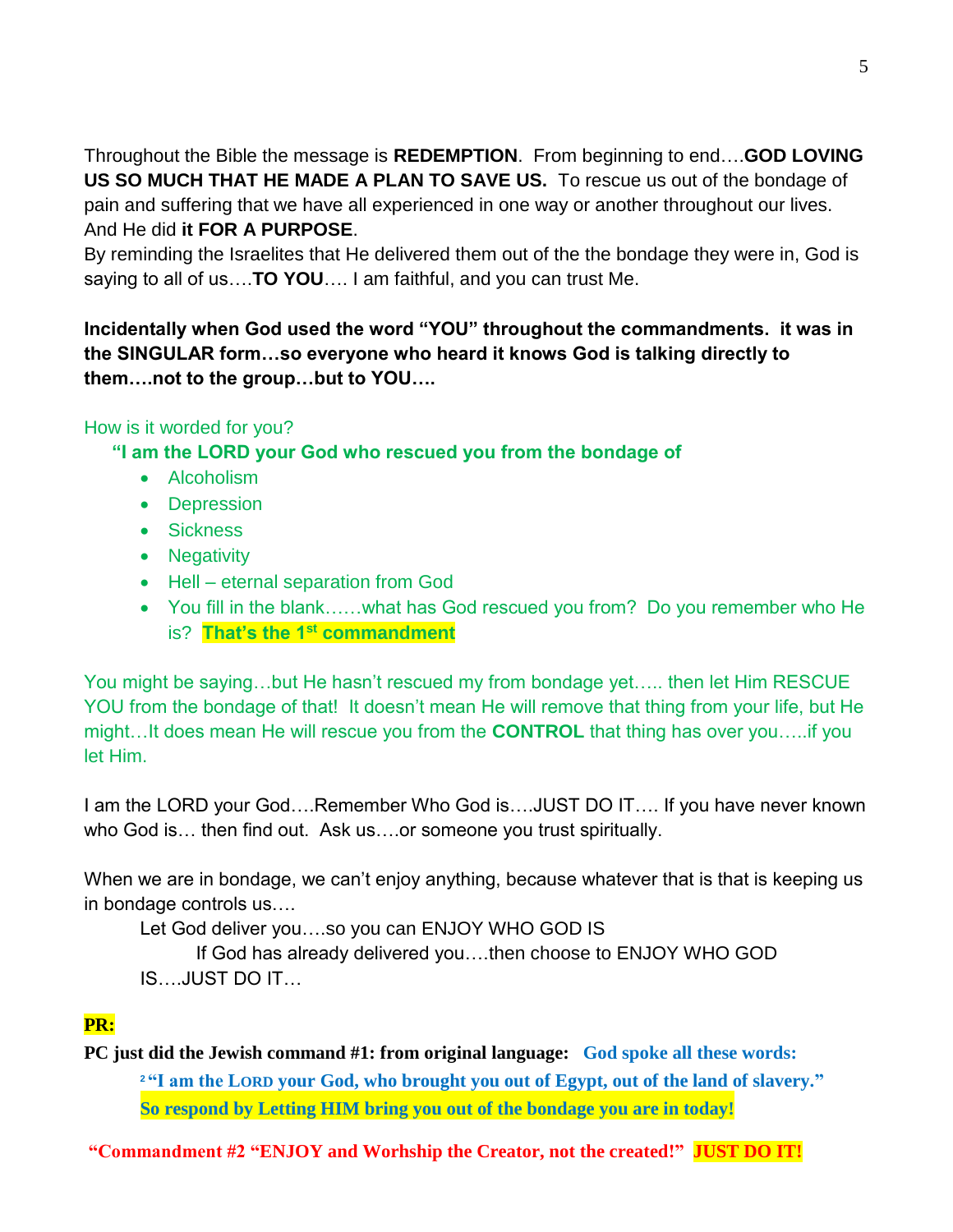Throughout the Bible the message is **REDEMPTION**. From beginning to end….**GOD LOVING US SO MUCH THAT HE MADE A PLAN TO SAVE US.** To rescue us out of the bondage of pain and suffering that we have all experienced in one way or another throughout our lives. And He did **it FOR A PURPOSE**.
By reminding the Israelites that He delivered them out of the the bondage they were in, God is saying to all of us….**TO YOU**…. I am faithful, and you can trust Me.

**Incidentally when God used the word "YOU" throughout the commandments. it was in the SINGULAR form…so everyone who heard it knows God is talking directly to them….not to the group…but to YOU….**

How is it worded for you?

**"I am the LORD your God who rescued you from the bondage of**

- Alcoholism
- Depression
- Sickness
- Negativity
- Hell – eternal separation from God
- You fill in the blank……what has God rescued you from? Do you remember who He is? **That's the 1st commandment**

You might be saying…but He hasn't rescued my from bondage yet….. then let Him RESCUE YOU from the bondage of that! It doesn't mean He will remove that thing from your life, but He might…It does mean He will rescue you from the **CONTROL** that thing has over you…..if you let Him.

I am the LORD your God….Remember Who God is….JUST DO IT…. If you have never known who God is… then find out. Ask us….or someone you trust spiritually.

When we are in bondage, we can't enjoy anything, because whatever that is that is keeping us in bondage controls us….

Let God deliver you….so you can ENJOY WHO GOD IS

If God has already delivered you….then choose to ENJOY WHO GOD IS….JUST DO IT…

**PR:**

**PC just did the Jewish command #1: from original language:** **God spoke all these words:**

**[2] "I am the LORD your God, who brought you out of Egypt, out of the land of slavery."**

**So respond by Letting HIM bring you out of the bondage you are in today!**

**"Commandment #2 "ENJOY and Worhship the Creator, not the created!" JUST DO IT!**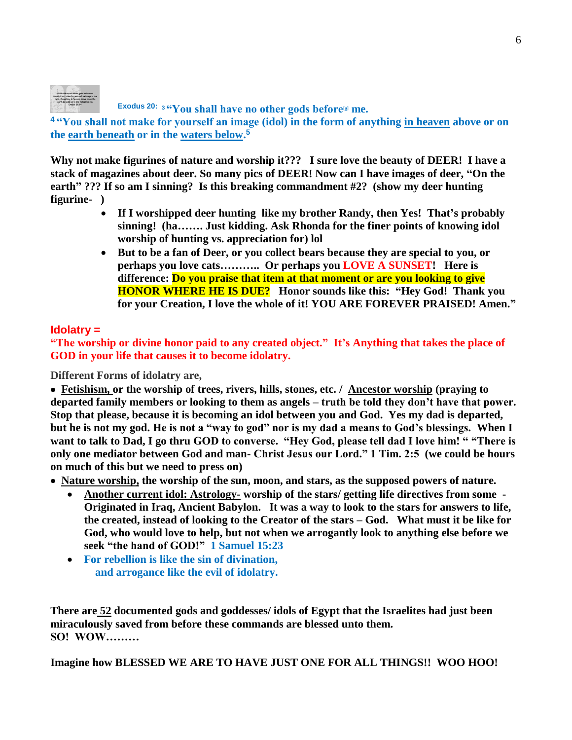Exodus 20: [3] **"You shall have no other gods before[a] me.**

**[4] "You shall not make for yourself an image (idol) in the form of anything in heaven above or on the earth beneath or in the waters below.[5]**

**Why not make figurines of nature and worship it??? I sure love the beauty of DEER! I have a stack of magazines about deer. So many pics of DEER! Now can I have images of deer, "On the earth" ??? If so am I sinning? Is this breaking commandment #2? (show my deer hunting figurine- )**

- **If I worshipped deer hunting like my brother Randy, then Yes! That's probably sinning! (ha……. Just kidding. Ask Rhonda for the finer points of knowing idol worship of hunting vs. appreciation for) lol**
- **But to be a fan of Deer, or you collect bears because they are special to you, or perhaps you love cats……….. Or perhaps you LOVE A SUNSET! Here is difference: Do you praise that item at that moment or are you looking to give HONOR WHERE HE IS DUE? Honor sounds like this: "Hey God! Thank you for your Creation, I love the whole of it! YOU ARE FOREVER PRAISED! Amen."**

**Idolatry =**

**"The worship or divine honor paid to any created object." It's Anything that takes the place of GOD in your life that causes it to become idolatry.**

**Different Forms of idolatry are,**

- **Fetishism, or the worship of trees, rivers, hills, stones, etc. / Ancestor worship (praying to departed family members or looking to them as angels – truth be told they don't have that power. Stop that please, because it is becoming an idol between you and God. Yes my dad is departed, but he is not my god. He is not a "way to god" nor is my dad a means to God's blessings. When I want to talk to Dad, I go thru GOD to converse. "Hey God, please tell dad I love him! " "There is only one mediator between God and man- Christ Jesus our Lord." 1 Tim. 2:5 (we could be hours on much of this but we need to press on)**
- **Nature worship, the worship of the sun, moon, and stars, as the supposed powers of nature.**
  - **Another current idol: Astrology- worship of the stars/ getting life directives from some - Originated in Iraq, Ancient Babylon. It was a way to look to the stars for answers to life, the created, instead of looking to the Creator of the stars – God. What must it be like for God, who would love to help, but not when we arrogantly look to anything else before we seek "the hand of GOD!" 1 Samuel 15:23**
  - **For rebellion is like the sin of divination,
    and arrogance like the evil of idolatry.**

**There are 52 documented gods and goddesses/ idols of Egypt that the Israelites had just been miraculously saved from before these commands are blessed unto them.
SO! WOW………**

**Imagine how BLESSED WE ARE TO HAVE JUST ONE FOR ALL THINGS!! WOO HOO!**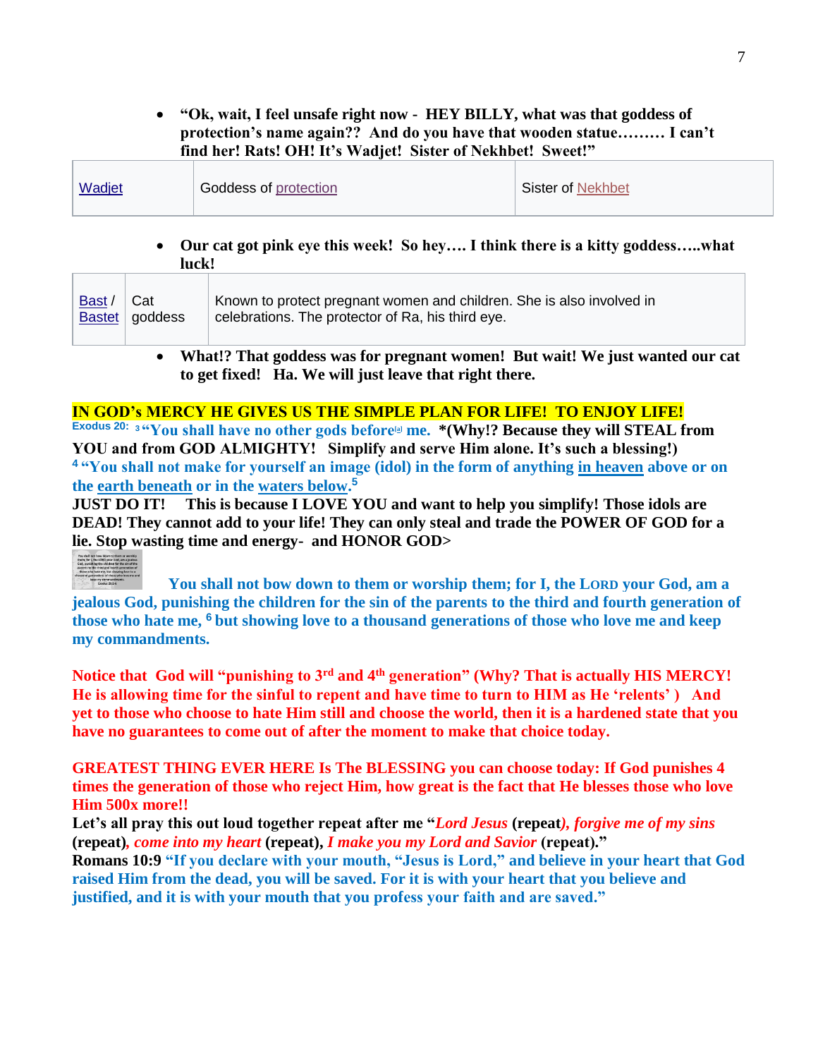- **"Ok, wait, I feel unsafe right now - HEY BILLY, what was that goddess of protection's name again?? And do you have that wooden statue……… I can't find her! Rats! OH! It's Wadjet! Sister of Nekhbet! Sweet!"**

| Wadjet | Goddess of protection | Sister of Nekhbet |
|---|---|---|

- **Our cat got pink eye this week! So hey…. I think there is a kitty goddess…..what luck!**

| Bast / Bastet | Cat goddess | Known to protect pregnant women and children. She is also involved in celebrations. The protector of Ra, his third eye. |
|---|---|---|

- **What!? That goddess was for pregnant women! But wait! We just wanted our cat to get fixed! Ha. We will just leave that right there.**

**IN GOD's MERCY HE GIVES US THE SIMPLE PLAN FOR LIFE! TO ENJOY LIFE!**

**Exodus 20:** [3] **"You shall have no other gods before[a] me. \*(Why!? Because they will STEAL from YOU and from GOD ALMIGHTY! Simplify and serve Him alone. It's such a blessing!)**

[4] **"You shall not make for yourself an image (idol) in the form of anything in heaven above or on the earth beneath or in the waters below.**[5]

**JUST DO IT! This is because I LOVE YOU and want to help you simplify! Those idols are DEAD! They cannot add to your life! They can only steal and trade the POWER OF GOD for a lie. Stop wasting time and energy- and HONOR GOD>**

**You shall not bow down to them or worship them; for I, the LORD your God, am a jealous God, punishing the children for the sin of the parents to the third and fourth generation of those who hate me,** [6] **but showing love to a thousand generations of those who love me and keep my commandments.**

**Notice that God will "punishing to 3rd and 4th generation" (Why? That is actually HIS MERCY! He is allowing time for the sinful to repent and have time to turn to HIM as He 'relents' ) And yet to those who choose to hate Him still and choose the world, then it is a hardened state that you have no guarantees to come out of after the moment to make that choice today.**

**GREATEST THING EVER HERE Is The BLESSING you can choose today: If God punishes 4 times the generation of those who reject Him, how great is the fact that He blesses those who love Him 500x more!!**

**Let's all pray this out loud together repeat after me "*Lord Jesus* (repeat)*, forgive me of my sins* (repeat)*, come into my heart* (repeat), *I make you my Lord and Savior* (repeat)."**

**Romans 10:9 "If you declare with your mouth, "Jesus is Lord," and believe in your heart that God raised Him from the dead, you will be saved. For it is with your heart that you believe and justified, and it is with your mouth that you profess your faith and are saved."**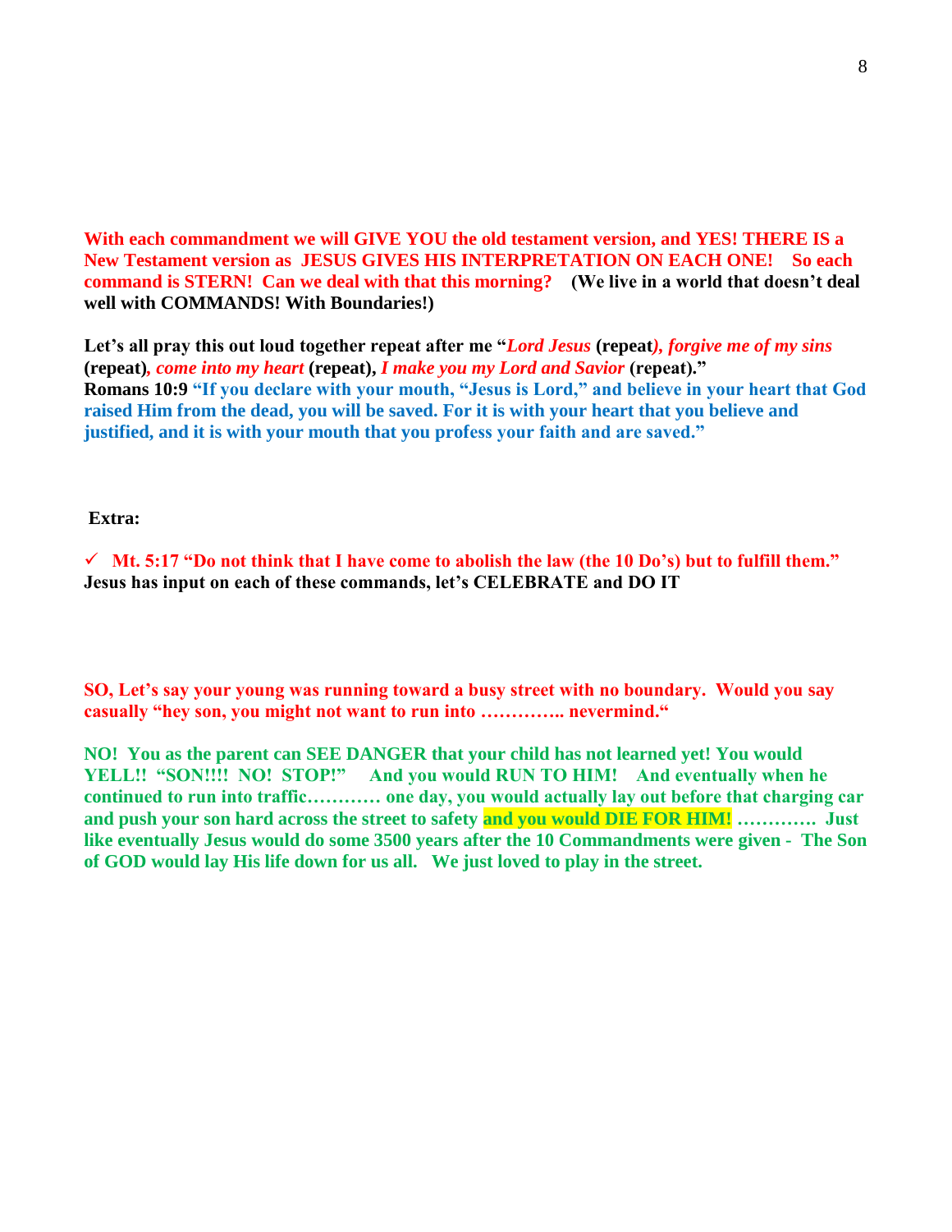**With each commandment we will GIVE YOU the old testament version, and YES! THERE IS a New Testament version as JESUS GIVES HIS INTERPRETATION ON EACH ONE! So each command is STERN! Can we deal with that this morning? (We live in a world that doesn't deal well with COMMANDS! With Boundaries!)**

**Let's all pray this out loud together repeat after me "*Lord Jesus* (repeat*), forgive me of my sins* (repeat)*, come into my heart* (repeat), *I make you my Lord and Savior* (repeat)."**
**Romans 10:9 "If you declare with your mouth, "Jesus is Lord," and believe in your heart that God raised Him from the dead, you will be saved. For it is with your heart that you believe and justified, and it is with your mouth that you profess your faith and are saved."**

**Extra:**

- ✓ **Mt. 5:17 "Do not think that I have come to abolish the law (the 10 Do's) but to fulfill them."**

**Jesus has input on each of these commands, let's CELEBRATE and DO IT**

**SO, Let's say your young was running toward a busy street with no boundary. Would you say casually "hey son, you might not want to run into ………….. nevermind."**

**NO! You as the parent can SEE DANGER that your child has not learned yet! You would YELL!! "SON!!!! NO! STOP!" And you would RUN TO HIM! And eventually when he continued to run into traffic………… one day, you would actually lay out before that charging car and push your son hard across the street to safety and you would DIE FOR HIM! …………. Just like eventually Jesus would do some 3500 years after the 10 Commandments were given - The Son of GOD would lay His life down for us all. We just loved to play in the street.**